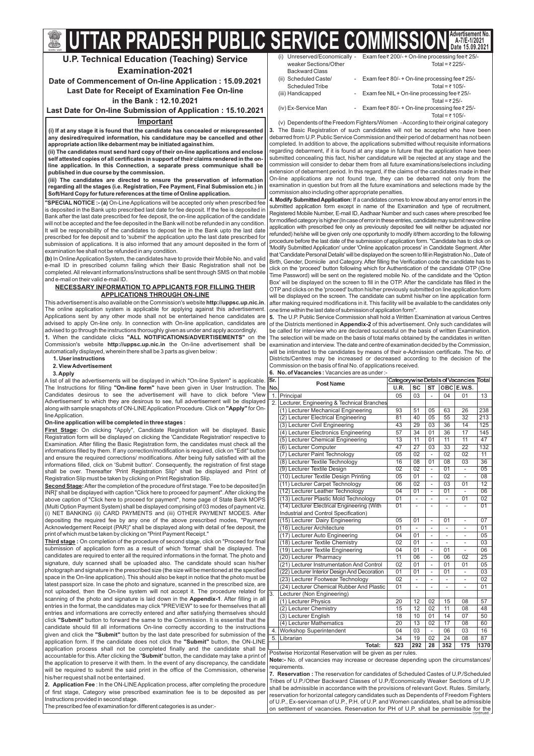# UTTAR PRADESH PUBLIC SERVICE COMMISSION

**Advertisement No. A-7/E-1/2021 Date 15.09.2021**

## U.P. Technical Education (Teaching) Service Examination-2021

**Date of Commencement of On-line Application : 15.09.2021**

**Last Date for Receipt of Examination Fee On-line in the Bank : 12.10.2021**

**Last Date for On-line Submission of Application : 15.10.2021**

### Important

**(i) If at any stage it is found that the candidate has concealed or misrepresented any desired/required information, his candidature may be cancelled and other appropriate action like debarment may be initiated against him.**

**(ii) The candidates must send hard copy of their on-line applications and enclose self attested copies of all certificates in support of their claims rendered in the on-line application. In this Connection, a separate press communique shall be published in due course by the commission.**

**(iii) The candidates are directed to ensure the preservation of information regarding all the stages (i.e. Registration, Fee Payment, Final Submission etc.) in Soft/Hard Copy for future references at the time of Online application.**

**"SPECIAL NOTICE :- (a)** On-Line Applications will be accepted only when prescribed fee is deposited in the Bank upto prescribed last date for fee deposit. If the fee is deposited in Bank after the last date prescribed for fee deposit, the on-line application of the candidate will not be accepted and the fee deposited in the Bank will not be refunded in any condition. It will be responsibility of the candidates to deposit fee in the Bank upto the last date prescribed for fee deposit and to 'submit' the application upto the last date prescribed for submission of applications. It is also informed that any amount deposited in the form of examination fee shall not be refunded in any condition.

**(b)** In Online Application System, the candidates have to provide their Mobile No. and valid e-mail ID in prescribed column failing which their Basic Registration shall not be completed. All relevant informations/instructions shall be sent through SMS on that mobile and e-mail on their valid e-mail ID.

### NECESSARY INFORMATION TO APPLICANTS FOR FILLING THEIR APPLICATIONS THROUGH ON-LINE

This advertisement is also available on the Commission's website **http://uppsc.up.nic.in**. The online application system is applicable for applying against this advertisement. Applications sent by any other mode shall not be entertained hence candidates are advised to apply On-line only. In connection with On-line application, candidates are advised to go through the instructions thoroughly given as under and apply accordingly.

**1.** When the candidate clicks **"ALL NOTIFICATIONS/ADVERTISEMENTS"** on the Commission's website **http://uppsc.up.nic.in** the On-line advertisement shall be automatically displayed, wherein there shall be 3 parts as given below :

**1. User instructions**

**2. View Advertisement**

**3. Apply**

A list of all the advertisements will be displayed in which "On-line System" is applicable. The Instructions for filling **"On-line form"** have been given in User Instruction. The Candidates desirous to see the advertisement will have to click before 'View Advertisement' to which they are desirous to see, full advertisement will be displayed along with sample snapshots of ON-LINE Application Procedure. Click on **"Apply"** for On-line Application.

**On-line application will be completed in three stages :**

**First Stage:** On clicking "Apply", Candidate Registration will be displayed. Basic Registration form will be displayed on clicking the 'Candidate Registration' respective to Examination. After filling the Basic Registration form, the candidates must check all the informations filled by them. If any correction/modification is required, click on "Edit" button and ensure the required corrections/ modifications. After being fully satisfied with all the informations filled, click on 'Submit button'. Consequently, the registration of first stage shall be over. Thereafter 'Print Registration Slip" shall be displayed and Print of Registration Slip must be taken by clicking on Print Registration Slip.

**Second Stage:** After the completion of the procedure of first stage. 'Fee to be deposited [in INR]' shall be displayed with caption "Click here to proceed for payment". After clicking the above caption of "Click here to proceed for payment", home page of State Bank MOPS (Multi Option Payment System) shall be displayed comprising of 03 modes of payment viz. (i) NET BANKING (ii) CARD PAYMENTS and (iii) OTHER PAYMENT MODES. After depositing the required fee by any one of the above prescribed modes, "Payment Acknowledgement Receipt (PAR)" shall be displayed along with detail of fee deposit, the print of which must be taken by clicking on "Print Payment Receipt."

**Third stage :** On completion of the procedure of second stage, click on "Proceed for final submission of application form as a result of which 'format' shall be displayed. The candidates are required to enter all the required informations in the format. The photo and signature, duly scanned shall be uploaded also. The candidate should scan his/her photograph and signature in the prescribed size (the size will be mentioned at the specified space in the On-line application). This should also be kept in notice that the photo must be latest passport size. In case the photo and signature, scanned in the prescribed size, are not uploaded, then the On-line system will not accept it. The procedure related for scanning of the photo and signature is laid down in the **Appendix-1**. After filling in all entries in the format, the candidates may click "PREVIEW" to see for themselves that all entries and informations are correctly entered and after satisfying themselves should click **"Submit"** button to forward the same to the Commission. It is essential that the candidate should fill all informations On-line correctly according to the instructions given and click the **"Submit"** button by the last date prescribed for submission of the application form. If the candidate does not click the **"Submit"** button, the ON-LINE application process shall not be completed finally and the candidate shall be accountable for this. After clicking the **'Submit'** button, the candidate may take a print of the application to preserve it with them. In the event of any discrepancy, the candidate will be required to submit the said print in the office of the Commission, otherwise his/her request shall not be entertained.

**2. Application Fee** : In the ON-LINE Application process, after completing the procedure of first stage, Category wise prescribed examination fee is to be deposited as per Instructions provided in second stage.

The prescribed fee of examination for different categories is as under:-

(i) Unreserved/Economically weaker Sections/Other Backward Class - Exam fee ₹ 200/- + On-line processing fee ₹ 25/- Total = ₹ 225/-

(ii) Scheduled Caste/ Scheduled Tribe - Exam fee ₹ 80/- + On-line processing fee ₹ 25/- Total = ₹ 105/-

(iii) Handicapped - Exam fee NIL + On-line processing fee ₹ 25/- Total = ₹ 25/-

(iv) Ex-Service Man - Exam fee ₹ 80/- + On-line processing fee ₹ 25/- Total = ₹ 105/-

(v) Dependents of the Freedom Fighters/Women - According to their original category

**3.** The Basic Registration of such candidates will not be accepted who have been debarred from U.P. Public Service Commission and their period of debarment has not been completed. In addition to above, the applications submitted without requisite informations regarding debarment, if it is found at any stage in future that the application have been submitted concealing this fact, his/her candidature will be rejected at any stage and the commission will consider to debar them from all future examinations/selections including extension of debarment period. In this regard, if the claims of the candidates made in their On-line applications are not found true, they can be debarred not only from the examination in question but from all the future examinations and selections made by the commission also including other appropriate penalties.

**4. Modify Submitted Application:** If a candidates comes to know about any error/ errors in the submitted application form except in name of the Examination and type of recruitment, Registered Mobile Number, E-mail ID, Aadhaar Number and such cases where prescribed fee for modified category is higher (In case of error in these entries, candidate may submit new online application with prescribed fee only as previously deposited fee will neither be adjusted nor refunded) he/she will be given only one opportunity to modify it/them according to the following procedure before the last date of the submission of application form. "Candidate has to click on 'Modify Submitted Application' under 'Online application process' in Candidate Segment. After that 'Candidate Personal Details' will be displayed on the screen to fill in Registration No., Date of Birth, Gender, Domicile and Category. After filling the Verification code the candidate has to click on the 'proceed' button following which for Authentication of the candidate OTP (One Time Password) will be sent on the registered mobile No. of the candidate and the 'Option Box' will be displayed on the screen to fill in the OTP. After the candidate has filled in the OTP and clicks on the 'proceed' button his/her previously submitted on line application form will be displayed on the screen. The candidate can submit his/her on line application form after making required modifications in it. This facility will be available to the candidates only one time within the last date of submission of application form".

**5.** The U.P. Public Service Commission shall hold a Written Examination at various Centres of the Districts mentioned in **Appendix-2** of this advertisement. Only such candidates will be called for interview who are declared successful on the basis of written Examination. The selection will be made on the basis of total marks obtained by the candidates in written examination and interview. The date and centre of examination decided by the Commission, will be intimated to the candidates by means of their e-Admission certificate. The No. of Districts/Centres may be increased or decreased according to the decision of the Commission on the basis of final No. of applications received.

**6. No. of Vacancies :** Vacancies are as under :-

| Sr. No. | Post Name | Categorywise Details of Vacancies | | | | | Total |
|---|---|---|---|---|---|---|---|
| | | U.R. | SC | ST | OBC | E.W.S. | |
| 1. | Principal | 05 | 03 | - | 04 | 01 | 13 |
| 2. | Lecturer, Engineering & Technical Branches | | | | | | |
| | (1) Lecturer Mechanical Engineering | 93 | 51 | 05 | 63 | 26 | 238 |
| | (2) Lecturer Electrical Engineering | 81 | 40 | 05 | 55 | 32 | 213 |
| | (3) Lecturer Civil Engineering | 43 | 29 | 03 | 36 | 14 | 125 |
| | (4) Lecturer Electronics Engineering | 57 | 34 | 01 | 36 | 17 | 145 |
| | (5) Lecturer Chemical Engineering | 13 | 11 | 01 | 11 | 11 | 47 |
| | (6) Lecturer Computer | 47 | 27 | 03 | 33 | 22 | 132 |
| | (7) Lecturer Paint Technology | 05 | 02 | - | 02 | 02 | 11 |
| | (8) Lecturer Textile Technology | 16 | 08 | 01 | 08 | 03 | 36 |
| | (9) Lecturer Textile Design | 02 | 02 | - | 01 | - | 05 |
| | (10) Lecturer Textile Design Printing | 05 | 01 | - | 02 | - | 08 |
| | (11) Lecturer Carpet Technology | 06 | 02 | - | 03 | 01 | 12 |
| | (12) Lecturer Leather Technology | 04 | 01 | - | 01 | - | 06 |
| | (13) Lecturer Plastic Mold Technology | 01 | - | - | - | 01 | 02 |
| | (14) Lecturer Electrical Engineering (With Industrial and Control Specification) | 01 | - | - | - | - | 01 |
| | (15) Lecturer Dairy Engineering | 05 | 01 | - | 01 | - | 07 |
| | (16) Lecturer Architecture | 01 | - | - | - | - | 01 |
| | (17) Lecturer Auto Engineering | 04 | 01 | - | - | - | 05 |
| | (18) Lecturer Textile Chemistry | 02 | 01 | - | - | - | 03 |
| | (19) Lecturer Textile Engineering | 04 | 01 | - | 01 | - | 06 |
| | (20) Lecturer Pharmacy | 11 | 06 | - | 06 | 02 | 25 |
| | (21) Lecturer Instrumentation And Control | 02 | 01 | - | 01 | 01 | 05 |
| | (22) Lecturer Interior Design And Decoration | 01 | 01 | - | 01 | - | 03 |
| | (23) Lecturer Footwear Technology | 02 | - | - | - | - | 02 |
| | (24) Lecturer Chemical Rubber And Plastic | 01 | - | - | - | - | 01 |
| 3. | Lecturer (Non Engineering) | | | | | | |
| | (1) Lecturer Physics | 20 | 12 | 02 | 15 | 08 | 57 |
| | (2) Lecturer Chemistry | 15 | 12 | 02 | 11 | 08 | 48 |
| | (3) Lecturer English | 18 | 10 | 01 | 14 | 07 | 50 |
| | (4) Lecturer Mathematics | 20 | 13 | 02 | 17 | 08 | 60 |
| 4. | Workshop Superintendent | 04 | 03 | - | 06 | 03 | 16 |
| 5. | Librarian | 34 | 19 | 02 | 24 | 08 | 87 |
| | **Total:** | **523** | **292** | **28** | **352** | **175** | **1370** |

Postwise Horizontal Reservation will be given as per rules.

**Note:-** No. of vacancies may increase or decrease depending upon the circumstances/ requirements.

**7. Reservation :** The reservation for candidates of Scheduled Castes of U.P./Scheduled Tribes of U.P./Other Backward Classes of U.P./Economically Weaker Sections of U.P. shall be admissible in accordance with the provisions of relevant Govt. Rules. Similarly, reservation for horizontal category candidates such as Dependents of Freedom Fighters of U.P., Ex-serviceman of U.P., P.H. of U.P. and Women candidates, shall be admissible on settlement of vacancies. Reservation for PH of U.P. shall be permissible for the

continued..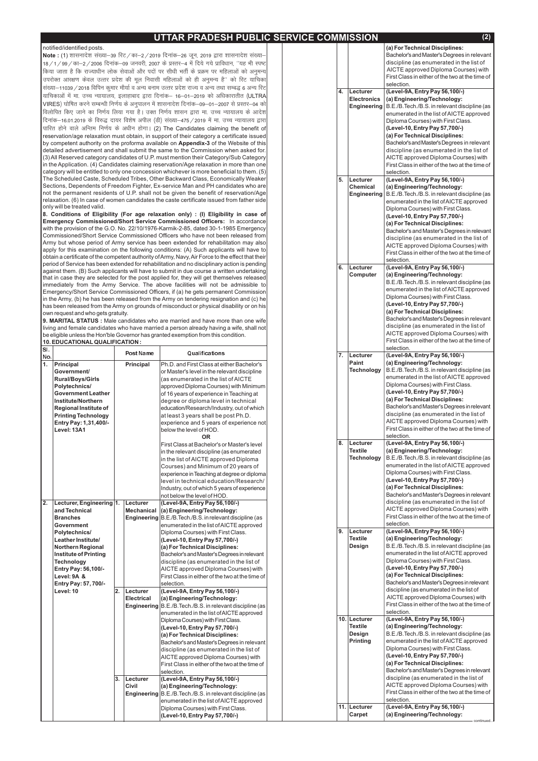notified/identified posts.

**Note :** (1) शासनादेश संख्या–39 रिट/का–2/2019 दिनांक–26 जून, 2019 द्वारा शासनादेश संख्या–18/1/99/का–2/2006 दिनांक–09 जनवरी, 2007 के प्रस्तर–4 में दिये गये प्राविधान, ''यह भी स्पष्ट किया जाता है कि राज्याधीन लोक सेवाओं और पदों पर सीधी भर्ती के प्रक्रम पर महिलाओं को अनुमन्य उपरोक्त आरक्षण केवल उत्तर प्रदेश की मूल निवासी महिलाओं को ही अनुमन्य है'' को रिट याचिका संख्या–11039/2018 विपिन कुमार मौर्या व अन्य बनाम उत्तर प्रदेश राज्य व अन्य तथा सम्बद्ध 6 अन्य रिट याचिकाओं में मा. उच्च न्यायालय, इलाहाबाद द्वारा दिनांक– 16–01–2019 को अधिकारातीत (ULTRA VIRES) घोषित करने सम्बन्धी निर्णय के अनुपालन में शासनादेश दिनांक–09–01–2007 से प्रस्तर–04 को विलोपित किए जाने का निर्णय लिया गया है। उक्त निर्णय शासन द्वारा मा. उच्च न्यायालय के आदेश दिनांक–16.01.2019 के विरुद्ध दायर विशेष अपील (डी) संख्या–475/2019 में मा. उच्च न्यायालय द्वारा पारित होने वाले अन्तिम निर्णय के अधीन होगा। (2) The Candidates claiming the benefit of reservation/age relaxation must obtain, in support of their category a certificate issued by competent authority on the proforma available on **Appendix-3** of the Website of this detailed advertisement and shall submit the same to the Commission when asked for. (3) All Reserved category candidates of U.P. must mention their Category/Sub Category in the Application. (4) Candidates claiming reservation/Age relaxation in more than one category will be entitled to only one concession whichever is more beneficial to them. (5) The Scheduled Caste, Scheduled Tribes, Other Backward Class, Economically Weaker Sections, Dependents of Freedom Fighter, Ex-service Man and PH candidates who are not the permanent residents of U.P. shall not be given the benefit of reservation/Age relaxation. (6) In case of women candidates the caste certificate issued from father side only will be treated valid.

**8. Conditions of Eligibility (For age relaxation only) : (I) Eligibility in case of Emergency Commissioned/Short Service Commissioned Officers:** In accordance with the provision of the G.O. No. 22/10/1976-Karmik-2-85, dated 30-1-1985 Emergency Commissioned/Short Service Commissioned Officers who have not been released from Army but whose period of Army service has been extended for rehabilitation may also apply for this examination on the following conditions: (A) Such applicants will have to obtain a certificate of the competent authority of Army, Navy, Air Force to the effect that their period of Service has been extended for rehabilitation and no disciplinary action is pending against them. (B) Such applicants will have to submit in due course a written undertaking that in case they are selected for the post applied for, they will get themselves released immediately from the Army Service. The above facilities will not be admissible to Emergency/Short Service Commissioned Officers, if (a) he gets permanent Commission in the Army, (b) he has been released from the Army on tendering resignation and (c) he has been released from the Army on grounds of misconduct or physical disability or on his own request and who gets gratuity.

**9. MARITAL STATUS :** Male candidates who are married and have more than one wife living and female candidates who have married a person already having a wife, shall not be eligible unless the Hon'ble Governor has granted exemption from this condition.

**10. EDUCATIONAL QUALIFICATION :**

| Sl. No. | | Post Name | Qualifications |
|---|---|---|---|
| 1. | **Principal Government/ Rural/Boys/Girls Polytechnics/ Government Leather Institute/Northern Regional Institute of Printing Technology Entry Pay: 1,31,400/- Level: 13A1** | **Principal** | Ph.D. and First Class at either Bachelor's or Master's level in the relevant discipline (as enumerated in the list of AICTE approved Diploma Courses) with Minimum of 16 years of experience in Teaching at degree or diploma level in technical education/Research/Industry, out of which at least 3 years shall be post Ph.D. experience and 5 years of experience not below the level of HOD. **OR** First Class at Bachelor's or Master's level in the relevant discipline (as enumerated in the list of AICTE approved Diploma Courses) and Minimum of 20 years of experience in Teaching at degree or diploma level in technical education/Research/ Industry, out of which 5 years of experience not below the level of HOD. |
| 2. | **Lecturer, Engineering and Technical Branches Government Polytechnics/ Leather Institute/ Northern Regional Institute of Printing Technology Entry Pay: 56,100/- Level: 9A & Entry Pay: 57,700/- Level: 10** | **1. Lecturer Mechanical Engineering** | **(Level-9A, Entry Pay 56,100/-) (a) Engineering/Technology:** B.E./B.Tech./B.S. in relevant discipline (as enumerated in the list of AICTE approved Diploma Courses) with First Class. **(Level-10, Entry Pay 57,700/-) (a) For Technical Disciplines:** Bachelor's and Master's Degrees in relevant discipline (as enumerated in the list of AICTE approved Diploma Courses) with First Class in either of the two at the time of selection. |
| | | **2. Lecturer Electrical Engineering** | **(Level-9A, Entry Pay 56,100/-) (a) Engineering/Technology:** B.E./B.Tech./B.S. in relevant discipline (as enumerated in the list of AICTE approved Diploma Courses) with First Class. **(Level-10, Entry Pay 57,700/-) (a) For Technical Disciplines:** Bachelor's and Master's Degrees in relevant discipline (as enumerated in the list of AICTE approved Diploma Courses) with First Class in either of the two at the time of selection. |
| | | **3. Lecturer Civil Engineering** | **(Level-9A, Entry Pay 56,100/-) (a) Engineering/Technology:** B.E./B.Tech./B.S. in relevant discipline (as enumerated in the list of AICTE approved Diploma Courses) with First Class. **(Level-10, Entry Pay 57,700/-) (a) For Technical Disciplines:** Bachelor's and Master's Degrees in relevant discipline (as enumerated in the list of AICTE approved Diploma Courses) with First Class in either of the two at the time of selection. |
| | | **4. Lecturer Electronics Engineering** | **(Level-9A, Entry Pay 56,100/-) (a) Engineering/Technology:** B.E./B.Tech./B.S. in relevant discipline (as enumerated in the list of AICTE approved Diploma Courses) with First Class. **(Level-10, Entry Pay 57,700/-) (a) For Technical Disciplines:** Bachelor's and Master's Degrees in relevant discipline (as enumerated in the list of AICTE approved Diploma Courses) with First Class in either of the two at the time of selection. |
| | | **5. Lecturer Chemical Engineering** | **(Level-9A, Entry Pay 56,100/-) (a) Engineering/Technology:** B.E./B.Tech./B.S. in relevant discipline (as enumerated in the list of AICTE approved Diploma Courses) with First Class. **(Level-10, Entry Pay 57,700/-) (a) For Technical Disciplines:** Bachelor's and Master's Degrees in relevant discipline (as enumerated in the list of AICTE approved Diploma Courses) with First Class in either of the two at the time of selection. |
| | | **6. Lecturer Computer** | **(Level-9A, Entry Pay 56,100/-) (a) Engineering/Technology:** B.E./B.Tech./B.S. in relevant discipline (as enumerated in the list of AICTE approved Diploma Courses) with First Class. **(Level-10, Entry Pay 57,700/-) (a) For Technical Disciplines:** Bachelor's and Master's Degrees in relevant discipline (as enumerated in the list of AICTE approved Diploma Courses) with First Class in either of the two at the time of selection. |
| | | **7. Lecturer Paint Technology** | **(Level-9A, Entry Pay 56,100/-) (a) Engineering/Technology:** B.E./B.Tech./B.S. in relevant discipline (as enumerated in the list of AICTE approved Diploma Courses) with First Class. **(Level-10, Entry Pay 57,700/-) (a) For Technical Disciplines:** Bachelor's and Master's Degrees in relevant discipline (as enumerated in the list of AICTE approved Diploma Courses) with First Class in either of the two at the time of selection. |
| | | **8. Lecturer Textile Technology** | **(Level-9A, Entry Pay 56,100/-) (a) Engineering/Technology:** B.E./B.Tech./B.S. in relevant discipline (as enumerated in the list of AICTE approved Diploma Courses) with First Class. **(Level-10, Entry Pay 57,700/-) (a) For Technical Disciplines:** Bachelor's and Master's Degrees in relevant discipline (as enumerated in the list of AICTE approved Diploma Courses) with First Class in either of the two at the time of selection. |
| | | **9. Lecturer Textile Design** | **(Level-9A, Entry Pay 56,100/-) (a) Engineering/Technology:** B.E./B.Tech./B.S. in relevant discipline (as enumerated in the list of AICTE approved Diploma Courses) with First Class. **(Level-10, Entry Pay 57,700/-) (a) For Technical Disciplines:** Bachelor's and Master's Degrees in relevant discipline (as enumerated in the list of AICTE approved Diploma Courses) with First Class in either of the two at the time of selection. |
| | | **10. Lecturer Textile Design Printing** | **(Level-9A, Entry Pay 56,100/-) (a) Engineering/Technology:** B.E./B.Tech./B.S. in relevant discipline (as enumerated in the list of AICTE approved Diploma Courses) with First Class. **(Level-10, Entry Pay 57,700/-) (a) For Technical Disciplines:** Bachelor's and Master's Degrees in relevant discipline (as enumerated in the list of AICTE approved Diploma Courses) with First Class in either of the two at the time of selection. |
| | | **11. Lecturer Carpet** | **(Level-9A, Entry Pay 56,100/-) (a) Engineering/Technology:** |

continued..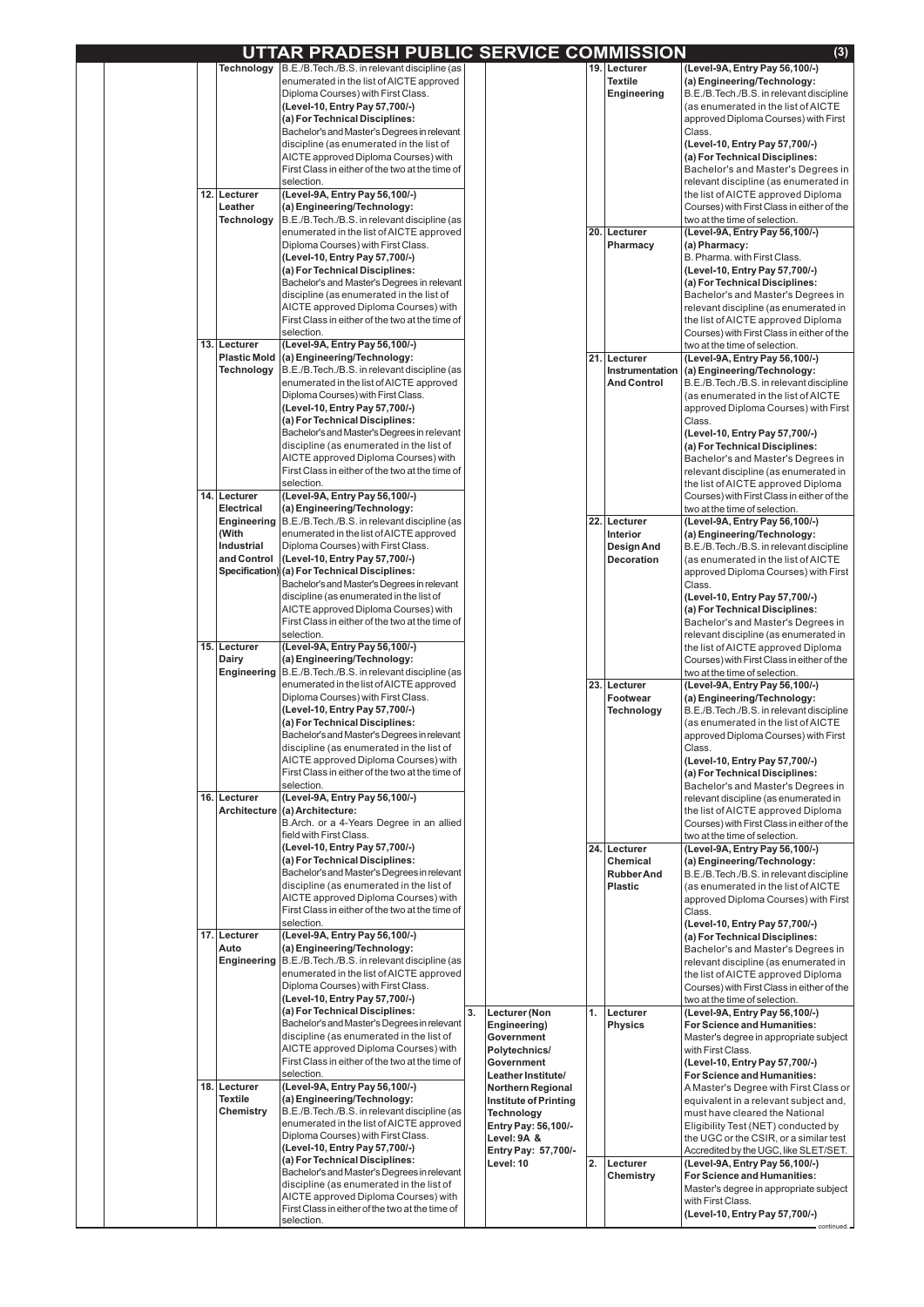# UTTAR PRADESH PUBLIC SERVICE COMMISSION

| S.No. | Name of Post (Dept.) | S.No. | Name of Post | Qualification |
|---|---|---|---|---|
| | | | Technology | B.E./B.Tech./B.S. in relevant discipline (as enumerated in the list of AICTE approved Diploma Courses) with First Class. **(Level-10, Entry Pay 57,700/-)** **(a) For Technical Disciplines:** Bachelor's and Master's Degrees in relevant discipline (as enumerated in the list of AICTE approved Diploma Courses) with First Class in either of the two at the time of selection. |
| | | 12. | Lecturer Leather Technology | **(Level-9A, Entry Pay 56,100/-)** **(a) Engineering/Technology:** B.E./B.Tech./B.S. in relevant discipline (as enumerated in the list of AICTE approved Diploma Courses) with First Class. **(Level-10, Entry Pay 57,700/-)** **(a) For Technical Disciplines:** Bachelor's and Master's Degrees in relevant discipline (as enumerated in the list of AICTE approved Diploma Courses) with First Class in either of the two at the time of selection. |
| | | 13. | Lecturer Plastic Mold Technology | **(Level-9A, Entry Pay 56,100/-)** **(a) Engineering/Technology:** B.E./B.Tech./B.S. in relevant discipline (as enumerated in the list of AICTE approved Diploma Courses) with First Class. **(Level-10, Entry Pay 57,700/-)** **(a) For Technical Disciplines:** Bachelor's and Master's Degrees in relevant discipline (as enumerated in the list of AICTE approved Diploma Courses) with First Class in either of the two at the time of selection. |
| | | 14. | Lecturer Electrical Engineering (With Industrial and Control Specification) | **(Level-9A, Entry Pay 56,100/-)** **(a) Engineering/Technology:** B.E./B.Tech./B.S. in relevant discipline (as enumerated in the list of AICTE approved Diploma Courses) with First Class. **(Level-10, Entry Pay 57,700/-)** **(a) For Technical Disciplines:** Bachelor's and Master's Degrees in relevant discipline (as enumerated in the list of AICTE approved Diploma Courses) with First Class in either of the two at the time of selection. |
| | | 15. | Lecturer Dairy Engineering | **(Level-9A, Entry Pay 56,100/-)** **(a) Engineering/Technology:** B.E./B.Tech./B.S. in relevant discipline (as enumerated in the list of AICTE approved Diploma Courses) with First Class. **(Level-10, Entry Pay 57,700/-)** **(a) For Technical Disciplines:** Bachelor's and Master's Degrees in relevant discipline (as enumerated in the list of AICTE approved Diploma Courses) with First Class in either of the two at the time of selection. |
| | | 16. | Lecturer Architecture | **(Level-9A, Entry Pay 56,100/-)** **(a) Architecture:** B.Arch. or a 4-Years Degree in an allied field with First Class. **(Level-10, Entry Pay 57,700/-)** **(a) For Technical Disciplines:** Bachelor's and Master's Degrees in relevant discipline (as enumerated in the list of AICTE approved Diploma Courses) with First Class in either of the two at the time of selection. |
| | | 17. | Lecturer Auto Engineering | **(Level-9A, Entry Pay 56,100/-)** **(a) Engineering/Technology:** B.E./B.Tech./B.S. in relevant discipline (as enumerated in the list of AICTE approved Diploma Courses) with First Class. **(Level-10, Entry Pay 57,700/-)** **(a) For Technical Disciplines:** Bachelor's and Master's Degrees in relevant discipline (as enumerated in the list of AICTE approved Diploma Courses) with First Class in either of the two at the time of selection. |
| | | 18. | Lecturer Textile Chemistry | **(Level-9A, Entry Pay 56,100/-)** **(a) Engineering/Technology:** B.E./B.Tech./B.S. in relevant discipline (as enumerated in the list of AICTE approved Diploma Courses) with First Class. **(Level-10, Entry Pay 57,700/-)** **(a) For Technical Disciplines:** Bachelor's and Master's Degrees in relevant discipline (as enumerated in the list of AICTE approved Diploma Courses) with First Class in either of the two at the time of selection. |
| | | 19. | Lecturer Textile Engineering | **(Level-9A, Entry Pay 56,100/-)** **(a) Engineering/Technology:** B.E./B.Tech./B.S. in relevant discipline (as enumerated in the list of AICTE approved Diploma Courses) with First Class. **(Level-10, Entry Pay 57,700/-)** **(a) For Technical Disciplines:** Bachelor's and Master's Degrees in relevant discipline (as enumerated in the list of AICTE approved Diploma Courses) with First Class in either of the two at the time of selection. |
| | | 20. | Lecturer Pharmacy | **(Level-9A, Entry Pay 56,100/-)** **(a) Pharmacy:** B. Pharma. with First Class. **(Level-10, Entry Pay 57,700/-)** **(a) For Technical Disciplines:** Bachelor's and Master's Degrees in relevant discipline (as enumerated in the list of AICTE approved Diploma Courses) with First Class in either of the two at the time of selection. |
| | | 21. | Lecturer Instrumentation And Control | **(Level-9A, Entry Pay 56,100/-)** **(a) Engineering/Technology:** B.E./B.Tech./B.S. in relevant discipline (as enumerated in the list of AICTE approved Diploma Courses) with First Class. **(Level-10, Entry Pay 57,700/-)** **(a) For Technical Disciplines:** Bachelor's and Master's Degrees in relevant discipline (as enumerated in the list of AICTE approved Diploma Courses) with First Class in either of the two at the time of selection. |
| | | 22. | Lecturer Interior Design And Decoration | **(Level-9A, Entry Pay 56,100/-)** **(a) Engineering/Technology:** B.E./B.Tech./B.S. in relevant discipline (as enumerated in the list of AICTE approved Diploma Courses) with First Class. **(Level-10, Entry Pay 57,700/-)** **(a) For Technical Disciplines:** Bachelor's and Master's Degrees in relevant discipline (as enumerated in the list of AICTE approved Diploma Courses) with First Class in either of the two at the time of selection. |
| | | 23. | Lecturer Footwear Technology | **(Level-9A, Entry Pay 56,100/-)** **(a) Engineering/Technology:** B.E./B.Tech./B.S. in relevant discipline (as enumerated in the list of AICTE approved Diploma Courses) with First Class. **(Level-10, Entry Pay 57,700/-)** **(a) For Technical Disciplines:** Bachelor's and Master's Degrees in relevant discipline (as enumerated in the list of AICTE approved Diploma Courses) with First Class in either of the two at the time of selection. |
| | | 24. | Lecturer Chemical Rubber And Plastic | **(Level-9A, Entry Pay 56,100/-)** **(a) Engineering/Technology:** B.E./B.Tech./B.S. in relevant discipline (as enumerated in the list of AICTE approved Diploma Courses) with First Class. **(Level-10, Entry Pay 57,700/-)** **(a) For Technical Disciplines:** Bachelor's and Master's Degrees in relevant discipline (as enumerated in the list of AICTE approved Diploma Courses) with First Class in either of the two at the time of selection. |
| 3. | Lecturer (Non Engineering) Government Polytechnics/ Government Leather Institute/ Northern Regional Institute of Printing Technology Entry Pay: 56,100/- Level: 9A & Entry Pay: 57,700/- Level: 10 | 1. | Lecturer Physics | **(Level-9A, Entry Pay 56,100/-)** **For Science and Humanities:** Master's degree in appropriate subject with First Class. **(Level-10, Entry Pay 57,700/-)** **For Science and Humanities:** A Master's Degree with First Class or equivalent in a relevant subject and, must have cleared the National Eligibility Test (NET) conducted by the UGC or the CSIR, or a similar test Accredited by the UGC, like SLET/SET. |
| | | 2. | Lecturer Chemistry | **(Level-9A, Entry Pay 56,100/-)** **For Science and Humanities:** Master's degree in appropriate subject with First Class. **(Level-10, Entry Pay 57,700/-)** |

continued...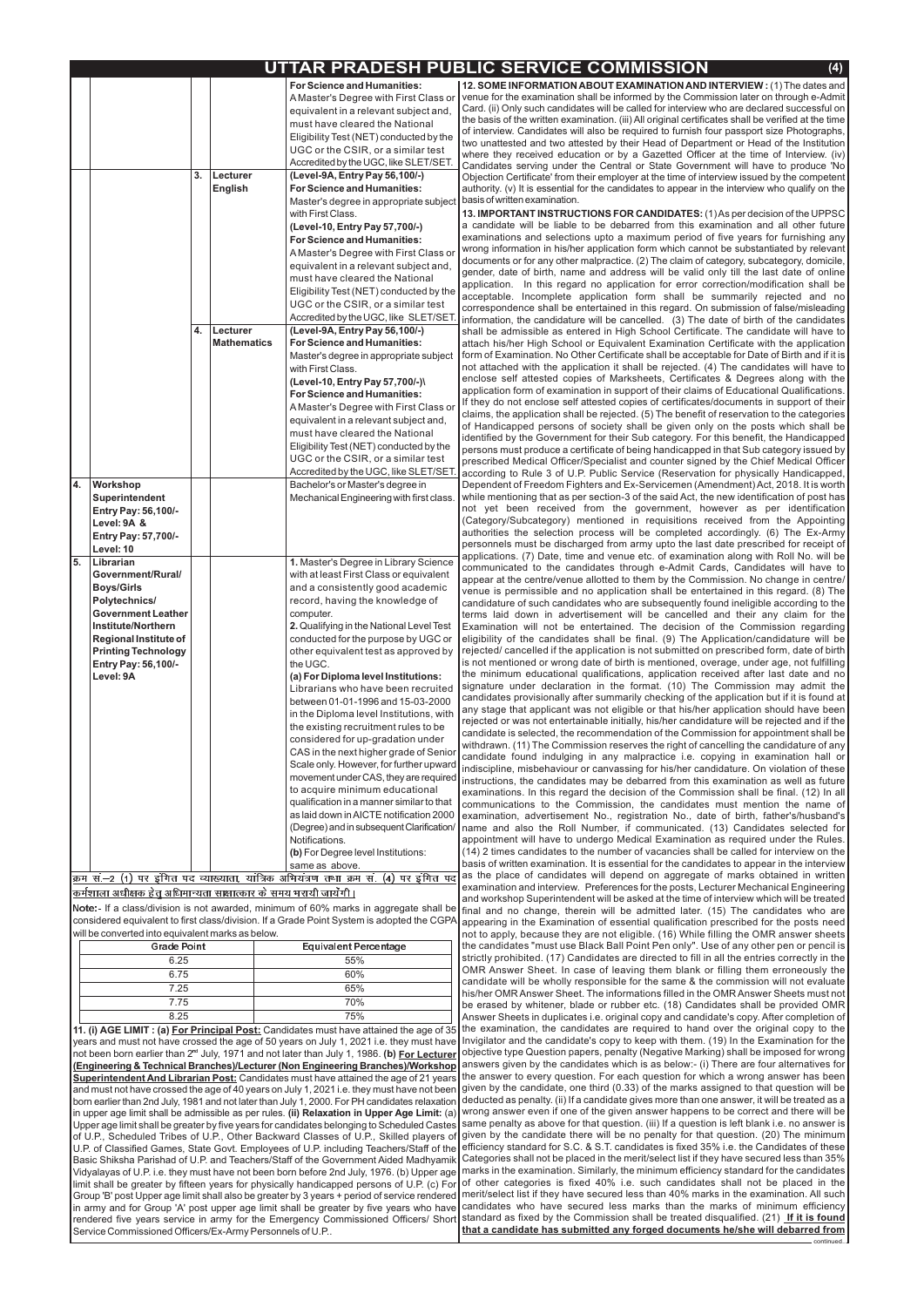# UTTAR PRADESH PUBLIC SERVICE COMMISSION

| | | | | |
|---|---|---|---|---|
| | | | | **For Science and Humanities:** A Master's Degree with First Class or equivalent in a relevant subject and, must have cleared the National Eligibility Test (NET) conducted by the UGC or the CSIR, or a similar test Accredited by the UGC, like SLET/SET. |
| | | 3. | **Lecturer English** | **(Level-9A, Entry Pay 56,100/-)** **For Science and Humanities:** Master's degree in appropriate subject with First Class. **(Level-10, Entry Pay 57,700/-)** **For Science and Humanities:** A Master's Degree with First Class or equivalent in a relevant subject and, must have cleared the National Eligibility Test (NET) conducted by the UGC or the CSIR, or a similar test Accredited by the UGC, like SLET/SET. |
| | | 4. | **Lecturer Mathematics** | **(Level-9A, Entry Pay 56,100/-)** **For Science and Humanities:** Master's degree in appropriate subject with First Class. **(Level-10, Entry Pay 57,700/-)\\** **For Science and Humanities:** A Master's Degree with First Class or equivalent in a relevant subject and, must have cleared the National Eligibility Test (NET) conducted by the UGC or the CSIR, or a similar test Accredited by the UGC, like SLET/SET. |
| 4. | **Workshop Superintendent Entry Pay: 56,100/- Level: 9A & Entry Pay: 57,700/- Level: 10** | | | Bachelor's or Master's degree in Mechanical Engineering with first class. |
| 5. | **Librarian Government/Rural/ Boys/Girls Polytechnics/ Government Leather Institute/Northern Regional Institute of Printing Technology Entry Pay: 56,100/- Level: 9A** | | | 1. Master's Degree in Library Science with at least First Class or equivalent and a consistently good academic record, having the knowledge of computer. 2. Qualifying in the National Level Test conducted for the purpose by UGC or other equivalent test as approved by the UGC. (a) For Diploma level Institutions: Librarians who have been recruited between 01-01-1996 and 15-03-2000 in the Diploma level Institutions, with the existing recruitment rules to be considered for up-gradation under CAS in the next higher grade of Senior Scale only. However, for further upward movement under CAS, they are required to acquire minimum educational qualification in a manner similar to that as laid down in AICTE notification 2000 (Degree) and in subsequent Clarification/ Notifications. (b) For Degree level Institutions: same as above. |

<u>क्रम सं.–2 (1) पर इंगित पद व्याख्याता, यांत्रिक अभियंत्रण तथा क्रम सं. (4) पर इंगित पद कर्मशाला अधीक्षक हेतु अधिमान्यता साक्षात्कार के समय भरायी जायेंगी।</u>

**Note:-** If a class/division is not awarded, minimum of 60% marks in aggregate shall be considered equivalent to first class/division. If a Grade Point System is adopted the CGPA will be converted into equivalent marks as below.

| Grade Point | Equivalent Percentage |
|---|---|
| 6.25 | 55% |
| 6.75 | 60% |
| 7.25 | 65% |
| 7.75 | 70% |
| 8.25 | 75% |

**11. (i) AGE LIMIT : (a) <u>For Principal Post:</u>** Candidates must have attained the age of 35 years and must not have crossed the age of 50 years on July 1, 2021 i.e. they must have not been born earlier than 2nd July, 1971 and not later than July 1, 1986. **(b) <u>For Lecturer (Engineering & Technical Branches)/Lecturer (Non Engineering Branches)/Workshop Superintendent And Librarian Post:</u>** Candidates must have attained the age of 21 years and must not have crossed the age of 40 years on July 1, 2021 i.e. they must have not been born earlier than 2nd July, 1981 and not later than July 1, 2000. For PH candidates relaxation in upper age limit shall be admissible as per rules. **(ii) Relaxation in Upper Age Limit:** (a) Upper age limit shall be greater by five years for candidates belonging to Scheduled Castes of U.P., Scheduled Tribes of U.P., Other Backward Classes of U.P., Skilled players of U.P. of Classified Games, State Govt. Employees of U.P. including Teachers/Staff of the Basic Shiksha Parishad of U.P. and Teachers/Staff of the Government Aided Madhyamik Vidyalayas of U.P. i.e. they must have not been born before 2nd July, 1976. (b) Upper age limit shall be greater by fifteen years for physically handicapped persons of U.P. (c) For Group 'B' post Upper age limit shall also be greater by 3 years + period of service rendered in army and for Group 'A' post upper age limit shall be greater by five years who have rendered five years service in army for the Emergency Commissioned Officers/ Short Service Commissioned Officers/Ex-Army Personnels of U.P..

**12. SOME INFORMATION ABOUT EXAMINATION AND INTERVIEW :** (1) The dates and venue for the examination shall be informed by the Commission later on through e-Admit Card. (ii) Only such candidates will be called for interview who are declared successful on the basis of the written examination. (iii) All original certificates shall be verified at the time of interview. Candidates will also be required to furnish four passport size Photographs, two unattested and two attested by their Head of Department or Head of the Institution where they received education or by a Gazetted Officer at the time of Interview. (iv) Candidates serving under the Central or State Government will have to produce 'No Objection Certificate' from their employer at the time of interview issued by the competent authority. (v) It is essential for the candidates to appear in the interview who qualify on the basis of written examination.

**13. IMPORTANT INSTRUCTIONS FOR CANDIDATES:** (1) As per decision of the UPPSC a candidate will be liable to be debarred from this examination and all other future examinations and selections upto a maximum period of five years for furnishing any wrong information in his/her application form which cannot be substantiated by relevant documents or for any other malpractice. (2) The claim of category, subcategory, domicile, gender, date of birth, name and address will be valid only till the last date of online application. In this regard no application for error correction/modification shall be acceptable. Incomplete application form shall be summarily rejected and no correspondence shall be entertained in this regard. On submission of false/misleading information, the candidature will be cancelled. (3) The date of birth of the candidates shall be admissible as entered in High School Certificate. The candidate will have to attach his/her High School or Equivalent Examination Certificate with the application form of Examination. No Other Certificate shall be acceptable for Date of Birth and if it is not attached with the application it shall be rejected. (4) The candidates will have to enclose self attested copies of Marksheets, Certificates & Degrees along with the application form of examination in support of their claims of Educational Qualifications. If they do not enclose self attested copies of certificates/documents in support of their claims, the application shall be rejected. (5) The benefit of reservation to the categories of Handicapped persons of society shall be given only on the posts which shall be identified by the Government for their Sub category. For this benefit, the Handicapped persons must produce a certificate of being handicapped in that Sub category issued by prescribed Medical Officer/Specialist and counter signed by the Chief Medical Officer according to Rule 3 of U.P. Public Service (Reservation for physically Handicapped, Dependent of Freedom Fighters and Ex-Servicemen (Amendment) Act, 2018. It is worth while mentioning that as per section-3 of the said Act, the new identification of post has not yet been received from the government, however as per identification (Category/Subcategory) mentioned in requisitions received from the Appointing authorities the selection process will be completed accordingly. (6) The Ex-Army personnels must be discharged from army upto the last date prescribed for receipt of applications. (7) Date, time and venue etc. of examination along with Roll No. will be communicated to the candidates through e-Admit Cards, Candidates will have to appear at the centre/venue allotted to them by the Commission. No change in centre/ venue is permissible and no application shall be entertained in this regard. (8) The candidature of such candidates who are subsequently found ineligible according to the terms laid down in advertisement will be cancelled and their any claim for the Examination will not be entertained. The decision of the Commission regarding eligibility of the candidates shall be final. (9) The Application/candidature will be rejected/ cancelled if the application is not submitted on prescribed form, date of birth is not mentioned or wrong date of birth is mentioned, overage, under age, not fulfilling the minimum educational qualifications, application received after last date and no signature under declaration in the format. (10) The Commission may admit the candidates provisionally after summarily checking of the application but if it is found at any stage that applicant was not eligible or that his/her application should have been rejected or was not entertainable initially, his/her candidature will be rejected and if the candidate is selected, the recommendation of the Commission for appointment shall be withdrawn. (11) The Commission reserves the right of cancelling the candidature of any candidate found indulging in any malpractice i.e. copying in examination hall or indiscipline, misbehaviour or canvassing for his/her candidature. On violation of these instructions, the candidates may be debarred from this examination as well as future examinations. In this regard the decision of the Commission shall be final. (12) In all communications to the Commission, the candidates must mention the name of examination, advertisement No., registration No., date of birth, father's/husband's name and also the Roll Number, if communicated. (13) Candidates selected for appointment will have to undergo Medical Examination as required under the Rules. (14) 2 times candidates to the number of vacancies shall be called for interview on the basis of written examination. It is essential for the candidates to appear in the interview as the place of candidates will depend on aggregate of marks obtained in written examination and interview. Preferences for the posts, Lecturer Mechanical Engineering and workshop Superintendent will be asked at the time of interview which will be treated final and no change, therein will be admitted later. (15) The candidates who are appearing in the Examination of essential qualification prescribed for the posts need not to apply, because they are not eligible. (16) While filling the OMR answer sheets the candidates "must use Black Ball Point Pen only". Use of any other pen or pencil is strictly prohibited. (17) Candidates are directed to fill in all the entries correctly in the OMR Answer Sheet. In case of leaving them blank or filling them erroneously the candidate will be wholly responsible for the same & the commission will not evaluate his/her OMR Answer Sheet. The informations filled in the OMR Answer Sheets must not be erased by whitener, blade or rubber etc. (18) Candidates shall be provided OMR Answer Sheets in duplicates i.e. original copy and candidate's copy. After completion of the examination, the candidates are required to hand over the original copy to the Invigilator and the candidate's copy to keep with them. (19) In the Examination for the objective type Question papers, penalty (Negative Marking) shall be imposed for wrong answers given by the candidates which is as below:- (i) There are four alternatives for the answer to every question. For each question for which a wrong answer has been given by the candidate, one third (0.33) of the marks assigned to that question will be deducted as penalty. (ii) If a candidate gives more than one answer, it will be treated as a wrong answer even if one of the given answer happens to be correct and there will be same penalty as above for that question. (iii) If a question is left blank i.e. no answer is given by the candidate there will be no penalty for that question. (20) The minimum efficiency standard for S.C. & S.T. candidates is fixed 35% i.e. the Candidates of these Categories shall not be placed in the merit/select list if they have secured less than 35% marks in the examination. Similarly, the minimum efficiency standard for the candidates of other categories is fixed 40% i.e. such candidates shall not be placed in the merit/select list if they have secured less than 40% marks in the examination. All such candidates who have secured less marks than the marks of minimum efficiency standard as fixed by the Commission shall be treated disqualified. (21) **<u>If it is found that a candidate has submitted any forged documents he/she will debarred from</u>**

continued..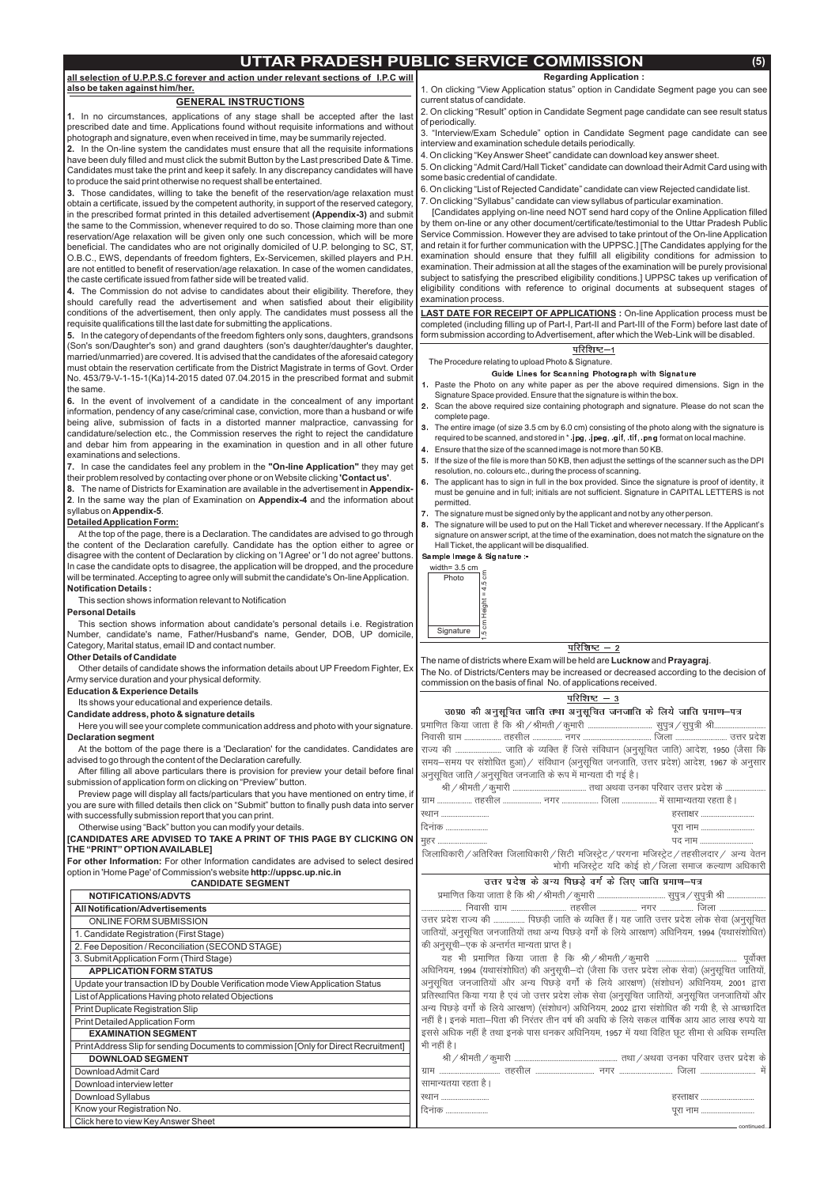all selection of U.P.P.S.C forever and action under relevant sections of I.P.C will also be taken against him/her.

## GENERAL INSTRUCTIONS

**1.** In no circumstances, applications of any stage shall be accepted after the last prescribed date and time. Applications found without requisite informations and without photograph and signature, even when received in time, may be summarily rejected.

**2.** In the On-line system the candidates must ensure that all the requisite informations have been duly filled and must click the submit Button by the Last prescribed Date & Time. Candidates must take the print and keep it safely. In any discrepancy candidates will have to produce the said print otherwise no request shall be entertained.

**3.** Those candidates, willing to take the benefit of the reservation/age relaxation must obtain a certificate, issued by the competent authority, in support of the reserved category, in the prescribed format printed in this detailed advertisement **(Appendix-3)** and submit the same to the Commission, whenever required to do so. Those claiming more than one reservation/Age relaxation will be given only one such concession, which will be more beneficial. The candidates who are not originally domiciled of U.P. belonging to SC, ST, O.B.C., EWS, dependants of freedom fighters, Ex-Servicemen, skilled players and P.H. are not entitled to benefit of reservation/age relaxation. In case of the women candidates, the caste certificate issued from father side will be treated valid.

**4.** The Commission do not advise to candidates about their eligibility. Therefore, they should carefully read the advertisement and when satisfied about their eligibility conditions of the advertisement, then only apply. The candidates must possess all the requisite qualifications till the last date for submitting the applications.

**5.** In the category of dependants of the freedom fighters only sons, daughters, grandsons (Son's son/Daughter's son) and grand daughters (son's daughter/daughter's daughter, married/unmarried) are covered. It is advised that the candidates of the aforesaid category must obtain the reservation certificate from the District Magistrate in terms of Govt. Order No. 453/79-V-1-15-1(Ka)14-2015 dated 07.04.2015 in the prescribed format and submit the same.

**6.** In the event of involvement of a candidate in the concealment of any important information, pendency of any case/criminal case, conviction, more than a husband or wife being alive, submission of facts in a distorted manner malpractice, canvassing for candidature/selection etc., the Commission reserves the right to reject the candidature and debar him from appearing in the examination in question and in all other future examinations and selections.

**7.** In case the candidates feel any problem in the **"On-line Application"** they may get their problem resolved by contacting over phone or on Website clicking **'Contact us'**.

**8.** The name of Districts for Examination are available in the advertisement in **Appendix-2**. In the same way the plan of Examination on **Appendix-4** and the information about syllabus on **Appendix-5**.

**Detailed Application Form:**

At the top of the page, there is a Declaration. The candidates are advised to go through the content of the Declaration carefully. Candidate has the option either to agree or disagree with the content of Declaration by clicking on 'I Agree' or 'I do not agree' buttons. In case the candidate opts to disagree, the application will be dropped, and the procedure will be terminated. Accepting to agree only will submit the candidate's On-line Application.

**Notification Details :**

This section shows information relevant to Notification

**Personal Details**

This section shows information about candidate's personal details i.e. Registration Number, candidate's name, Father/Husband's name, Gender, DOB, UP domicile, Category, Marital status, email ID and contact number.

**Other Details of Candidate**

Other details of candidate shows the information details about UP Freedom Fighter, Ex Army service duration and your physical deformity.

**Education & Experience Details**

Its shows your educational and experience details.

**Candidate address, photo & signature details**

Here you will see your complete communication address and photo with your signature.

**Declaration segment**

At the bottom of the page there is a 'Declaration' for the candidates. Candidates are advised to go through the content of the Declaration carefully.

After filling all above particulars there is provision for preview your detail before final submission of application form on clicking on "Preview" button.

Preview page will display all facts/particulars that you have mentioned on entry time, if you are sure with filled details then click on "Submit" button to finally push data into server with successfully submission report that you can print.

Otherwise using "Back" button you can modify your details.

**[CANDIDATES ARE ADVISED TO TAKE A PRINT OF THIS PAGE BY CLICKING ON THE "PRINT" OPTION AVAILABLE]**

**For other Information:** For other Information candidates are advised to select desired option in 'Home Page' of Commission's website **http://uppsc.up.nic.in**

**CANDIDATE SEGMENT**

| NOTIFICATIONS/ADVTS |
|---|
| **All Notification/Advertisements** |
| ONLINE FORM SUBMISSION |
| 1. Candidate Registration (First Stage) |
| 2. Fee Deposition / Reconciliation (SECOND STAGE) |
| 3. Submit Application Form (Third Stage) |
| **APPLICATION FORM STATUS** |
| Update your transaction ID by Double Verification mode View Application Status |
| List of Applications Having photo related Objections |
| Print Duplicate Registration Slip |
| Print Detailed Application Form |
| **EXAMINATION SEGMENT** |
| Print Address Slip for sending Documents to commission [Only for Direct Recruitment] |
| **DOWNLOAD SEGMENT** |
| Download Admit Card |
| Download interview letter |
| Download Syllabus |
| Know your Registration No. |
| Click here to view Key Answer Sheet |

**Regarding Application :**

1. On clicking "View Application status" option in Candidate Segment page you can see current status of candidate.
2. On clicking "Result" option in Candidate Segment page candidate can see result status of periodically.
3. "Interview/Exam Schedule" option in Candidate Segment page candidate can see interview and examination schedule details periodically.
4. On clicking "Key Answer Sheet" candidate can download key answer sheet.
5. On clicking "Admit Card/Hall Ticket" candidate can download their Admit Card using with some basic credential of candidate.
6. On clicking "List of Rejected Candidate" candidate can view Rejected candidate list.
7. On clicking "Syllabus" candidate can view syllabus of particular examination.

[Candidates applying on-line need NOT send hard copy of the Online Application filled by them on-line or any other document/certificate/testimonial to the Uttar Pradesh Public Service Commission. However they are advised to take printout of the On-line Application and retain it for further communication with the UPPSC.] [The Candidates applying for the examination should ensure that they fulfill all eligibility conditions for admission to examination. Their admission at all the stages of the examination will be purely provisional subject to satisfying the prescribed eligibility conditions.] UPPSC takes up verification of eligibility conditions with reference to original documents at subsequent stages of examination process.

**LAST DATE FOR RECEIPT OF APPLICATIONS :** On-line Application process must be completed (including filling up of Part-I, Part-II and Part-III of the Form) before last date of form submission according to Advertisement, after which the Web-Link will be disabled.

### परिशिष्ट–1

The Procedure relating to upload Photo & Signature.

**Guide Lines for Scanning Photograph with Signature**

1. Paste the Photo on any white paper as per the above required dimensions. Sign in the Signature Space provided. Ensure that the signature is within the box.
2. Scan the above required size containing photograph and signature. Please do not scan the complete page.
3. The entire image (of size 3.5 cm by 6.0 cm) consisting of the photo along with the signature is required to be scanned, and stored in *.jpg, .jpeg, .gif, .tif, .png format on local machine.
4. Ensure that the size of the scanned image is not more than 50 KB.
5. If the size of the file is more than 50 KB, then adjust the settings of the scanner such as the DPI resolution, no. colours etc., during the process of scanning.
6. The applicant has to sign in full in the box provided. Since the signature is proof of identity, it must be genuine and in full; initials are not sufficient. Signature in CAPITAL LETTERS is not permitted.
7. The signature must be signed only by the applicant and not by any other person.
8. The signature will be used to put on the Hall Ticket and wherever necessary. If the Applicant's signature on answer script, at the time of the examination, does not match the signature on the Hall Ticket, the applicant will be disqualified.

**Sample Image & Signature :-**

width= 3.5 cm

Photo — Height = 4.5 cm

Signature — 1.5 cm

### परिशिष्ट – 2

The name of districts where Exam will be held are **Lucknow** and **Prayagraj**.

The No. of Districts/Centers may be increased or decreased according to the decision of commission on the basis of final No. of applications received.

### परिशिष्ट – 3

**उ0प्र0 की अनुसूचित जाति तथा अनुसूचित जनजाति के लिये जाति प्रमाण–पत्र**

प्रमाणित किया जाता है कि श्री / श्रीमती / कुमारी ................................ सुपुत्र / सुपुत्री श्री.......................... निवासी ग्राम ................. तहसील ............... नगर ................................ जिला .......................... उत्तर प्रदेश राज्य की ..................... जाति के व्यक्ति हैं जिसे संविधान (अनुसूचित जाति) आदेश, 1950 (जैसा कि समय–समय पर संशोधित हुआ) / संविधान (अनुसूचित जनजाति, उत्तर प्रदेश) आदेश, 1967 के अनुसार अनुसूचित जाति / अनुसूचित जनजाति के रूप में मान्यता दी गई है।

श्री / श्रीमती / कुमारी .................................... तथा अथवा उनका परिवार उत्तर प्रदेश के .................... ग्राम ................. तहसील .................. नगर ................. जिला ................. में सामान्यतया रहता है।

स्थान ........................ हस्ताक्षर ..........................

दिनांक ...................... पूरा नाम ..........................

मुहर ........................ पद नाम ..........................

जिलाधिकारी / अतिरिक्त जिलाधिकारी / सिटी मजिस्ट्रेट / परगना मजिस्ट्रेट / तहसीलदार / अन्य वेतन भोगी मजिस्ट्रेट यदि कोई हो / जिला समाज कल्याण अधिकारी

**उत्तर प्रदेश के अन्य पिछड़े वर्ग के लिए जाति प्रमाण–पत्र**

प्रमाणित किया जाता है कि श्री / श्रीमती / कुमारी ................................ सुपुत्र / सुपुत्री श्री .................... ..................... निवासी ग्राम ........................ तहसील ................ नगर ............... जिला .................... उत्तर प्रदेश राज्य की ............... पिछड़ी जाति के व्यक्ति हैं। यह जाति उत्तर प्रदेश लोक सेवा (अनुसूचित जातियों, अनुसूचित जनजातियों तथा अन्य पिछड़े वर्गों के लिये आरक्षण) अधिनियम, 1994 (यथासंशोधित) की अनुसूची–एक के अन्तर्गत मान्यता प्राप्त है।

यह भी प्रमाणित किया जाता है कि श्री / श्रीमती / कुमारी .................................... पूर्वोक्त अधिनियम, 1994 (यथासंशोधित) की अनुसूची–दो (जैसा कि उत्तर प्रदेश लोक सेवा) (अनुसूचित जातियों, अनुसूचित जनजातियों और अन्य पिछड़े वर्गों के लिये आरक्षण) (संशोधन) अधिनियम, 2001 द्वारा प्रतिस्थापित किया गया है एवं जो उत्तर प्रदेश लोक सेवा (अनुसूचित जातियों, अनुसूचित जनजातियों और अन्य पिछड़े वर्गों के लिये आरक्षण) (संशोधन) अधिनियम, 2002 द्वारा संशोधित की गयी है, से आच्छादित नहीं है। इनके माता–पिता की निरंतर तीन वर्ष की अवधि के लिये सकल वार्षिक आय आठ लाख रुपये या इससे अधिक नहीं है तथा इनके पास धनकर अधिनियम, 1957 में यथा विहित छूट सीमा से अधिक सम्पत्ति भी नहीं है।

श्री / श्रीमती / कुमारी ...................................................... तथा / अथवा उनका परिवार उत्तर प्रदेश के ग्राम .............................. तहसील ............................ नगर .......................... जिला ......................... में सामान्यतया रहता है।

स्थान ........................ हस्ताक्षर ..........................

दिनांक ...................... पूरा नाम ..........................

continued...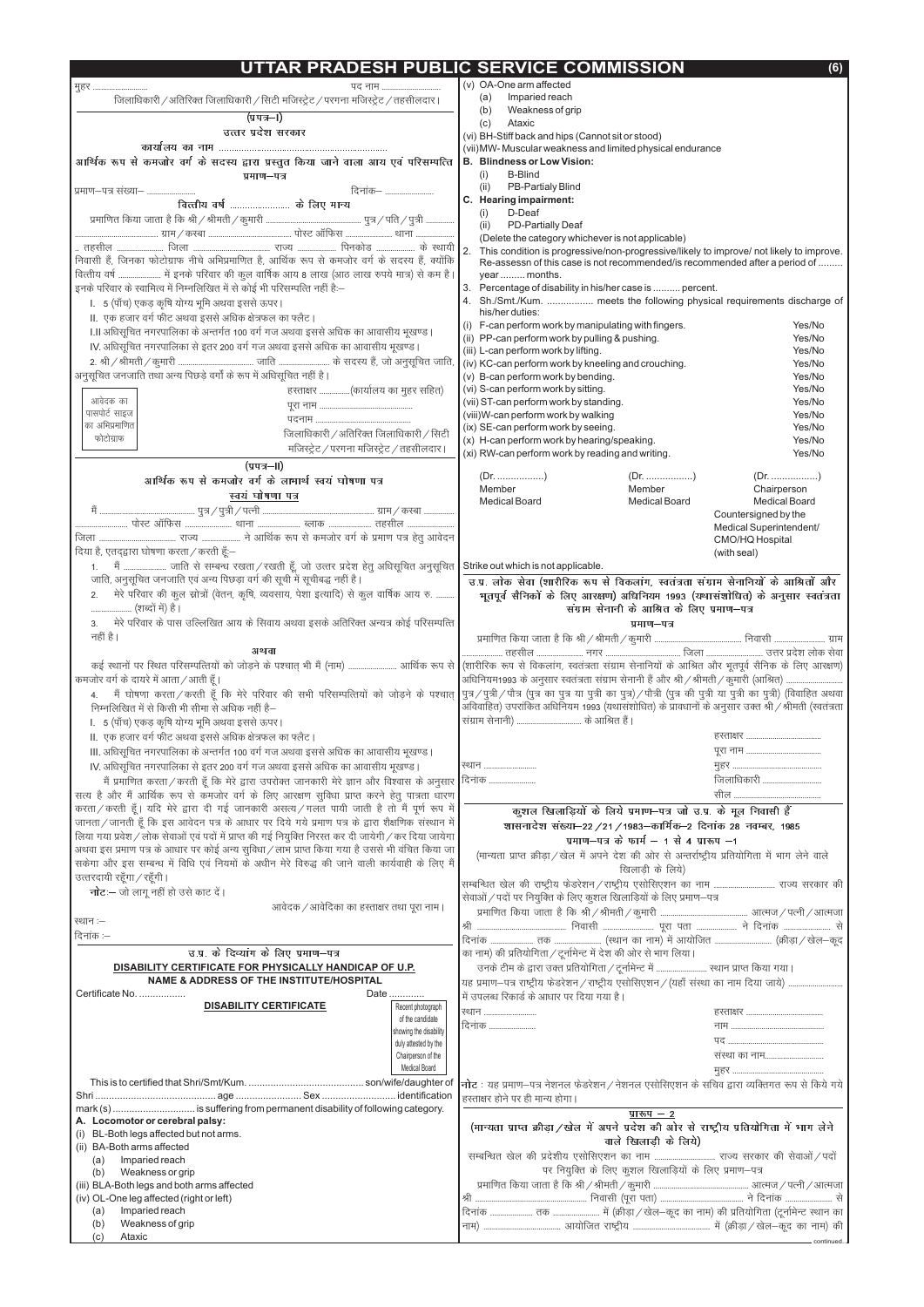# UTTAR PRADESH PUBLIC SERVICE COMMISSION

मुहर .......................... पद नाम ..........................

जिलाधिकारी / अतिरिक्त जिलाधिकारी / सिटी मजिस्ट्रेट / परगना मजिस्ट्रेट / तहसीलदार।

## (प्रपत्र–I)

### उत्तर प्रदेश सरकार

कार्यालय का नाम ..........................................................................

### आर्थिक रूप से कमजोर वर्ग के सदस्य द्वारा प्रस्तुत किया जाने वाला आय एवं परिसम्पत्ति प्रमाण–पत्र

प्रमाण–पत्र संख्या– ........................ दिनांक– ........................

**वित्तीय वर्ष .......................... के लिए मान्य**

प्रमाणित किया जाता है कि श्री / श्रीमती / कुमारी .......................................... पुत्र / पति / पुत्री .............. .......................... ग्राम / कस्बा .......................... पोस्ट ऑफिस .................... थाना .................. .. तहसील .................... जिला .......................... राज्य .................. पिनकोड .................. के स्थायी निवासी हैं, जिनका फोटोग्राफ नीचे अभिप्रमाणित है, आर्थिक रूप से कमजोर वर्ग के सदस्य हैं, क्योंकि वित्तीय वर्ष .................... में इनके परिवार की कुल वार्षिक आय 8 लाख (आठ लाख रुपये मात्र) से कम है। इनके परिवार के स्वामित्व में निम्नलिखित में से कोई भी परिसम्पत्ति नहीं है:–

I. 5 (पाँच) एकड़ कृषि योग्य भूमि अथवा इससे ऊपर।

II. एक हजार वर्ग फीट अथवा इससे अधिक क्षेत्रफल का फ्लैट।

I.II अधिसूचित नगरपालिका के अन्तर्गत 100 वर्ग गज अथवा इससे अधिक का आवासीय भूखण्ड।

IV. अधिसूचित नगरपालिका से इतर 200 वर्ग गज अथवा इससे अधिक का आवासीय भूखण्ड।

2. श्री / श्रीमती / कुमारी .......................................... जाति .......................... के सदस्य हैं, जो अनुसूचित जाति, अनुसूचित जनजाति तथा अन्य पिछड़े वर्गों के रूप में अधिसूचित नहीं है।

आवेदक का पासपोर्ट साइज का अभिप्रमाणित फोटोग्राफ

हस्ताक्षर ..............(कार्यालय का मुहर सहित)

पूरा नाम ..........................................

पदनाम ..........................................

जिलाधिकारी / अतिरिक्त जिलाधिकारी / सिटी मजिस्ट्रेट / परगना मजिस्ट्रेट / तहसीलदार।

## (प्रपत्र–II)

### आर्थिक रूप से कमजोर वर्ग के लाभार्थ स्वयं घोषणा पत्र

**स्वयं घोषणा पत्र**

मैं .......................................... पुत्र / पुत्री / पत्नी .......................................... ग्राम / कस्बा .............. .......................... पोस्ट ऑफिस .................... थाना .................. ब्लाक .................... तहसील .................. जिला .......................... राज्य .................. ने आर्थिक रूप से कमजोर वर्ग के प्रमाण पत्र हेतु आवेदन दिया है, एतद्द्वारा घोषणा करता / करती हूँ:–

1. मैं .................... जाति से सम्बन्ध रखता / रखती हूँ, जो उत्तर प्रदेश हेतु अधिसूचित अनुसूचित जाति, अनुसूचित जनजाति एवं अन्य पिछड़ा वर्गों की सूची में सूचीबद्ध नहीं है।
2. मेरे परिवार की कुल स्रोतों (वेतन, कृषि, व्यवसाय, पेशा इत्यादि) से कुल वार्षिक आय रु. .......... .................... (शब्दों में) है।
3. मेरे परिवार के पास उल्लिखित आय के सिवाय अथवा इसके अतिरिक्त अन्यत्र कोई परिसम्पत्ति नहीं है।

**अथवा**

कई स्थानों पर स्थित परिसम्पत्तियों को जोड़ने के पश्चात् भी मैं (नाम) .......................... आर्थिक रूप से कमजोर वर्ग के दायरे में आता / आती हूँ।

4. मैं घोषणा करता / करती हूँ कि मेरे परिवार की सभी परिसम्पत्तियों को जोड़ने के पश्चात् निम्नलिखित में से किसी भी सीमा से अधिक नहीं है–

I. 5 (पाँच) एकड़ कृषि योग्य भूमि अथवा इससे ऊपर।

II. एक हजार वर्ग फीट अथवा इससे अधिक क्षेत्रफल का फ्लैट।

III. अधिसूचित नगरपालिका के अन्तर्गत 100 वर्ग गज अथवा इससे अधिक का आवासीय भूखण्ड।

IV. अधिसूचित नगरपालिका से इतर 200 वर्ग गज अथवा इससे अधिक का आवासीय भूखण्ड।

मैं प्रमाणित करता / करती हूँ कि मेरे द्वारा उपरोक्त जानकारी मेरे ज्ञान और विश्वास के अनुसार सत्य है और मैं आर्थिक रूप से कमजोर वर्ग के लिए आरक्षण सुविधा प्राप्त करने हेतु पात्रता धारण करता / करती हूँ। यदि मेरे द्वारा दी गई जानकारी असत्य / गलत पायी जाती है तो मैं पूर्ण रूप में जानता / जानती हूँ कि इस आवेदन पत्र के आधार पर दिये गये प्रमाण पत्र के द्वारा शैक्षणिक संस्थान में लिया गया प्रवेश / लोक सेवाओं एवं पदों में प्राप्त की गई नियुक्ति निरस्त कर दी जायेगी / कर दिया जायेगा अथवा इस प्रमाण पत्र के आधार पर कोई अन्य सुविधा / लाभ प्राप्त किया गया है उससे मी वंचित किया जा सकेगा और इस सम्बन्ध में विधि एवं नियमों के अधीन मेरे विरुद्ध की जाने वाली कार्यवाही के लिए मैं उत्तरदायी रहूँगा / रहूँगी।

**नोट:–** जो लागू नहीं हो उसे काट दें।

आवेदक / आवेदिका का हस्ताक्षर तथा पूरा नाम।

स्थान :–

दिनांक :–

## उ.प्र. के दिव्यांग के लिए प्रमाण–पत्र

### DISABILITY CERTIFICATE FOR PHYSICALLY HANDICAP OF U.P.

### NAME & ADDRESS OF THE INSTITUTE/HOSPITAL

Certificate No. ................. Date ............

**DISABILITY CERTIFICATE**

Recent photograph of the candidate showing the disability duly attested by the Chairperson of the Medical Board

This is to certified that Shri/Smt/Kum. .......................................... son/wife/daughter of Shri .......................................... age ........................ Sex .......................... identification mark (s) .............................. is suffering from permanent disability of following category.

**A. Locomotor or cerebral palsy:**

(i) BL-Both legs affected but not arms.

(ii) BA-Both arms affected
- (a) Imparied reach
- (b) Weakness or grip

(iii) BLA-Both legs and both arms affected

(iv) OL-One leg affected (right or left)
- (a) Imparied reach
- (b) Weakness of grip
- (c) Ataxic

(v) OA-One arm affected
- (a) Imparied reach
- (b) Weakness of grip
- (c) Ataxic

(vi) BH-Stiff back and hips (Cannot sit or stood)

(vii) MW- Muscular weakness and limited physical endurance

**B. Blindness or Low Vision:**
- (i) B-Blind
- (ii) PB-Partialy Blind

**C. Hearing impairment:**
- (i) D-Deaf
- (ii) PD-Partially Deaf

(Delete the category whichever is not applicable)

2. This condition is progressive/non-progressive/likely to improve/ not likely to improve. Re-assessn of this case is not recommended/is recommended after a period of ......... year ......... months.
3. Percentage of disability in his/her case is .......... percent.
4. Sh./Smt./Kum. ................. meets the following physical requirements discharge of his/her duties:

| | |
|---|---|
| (i) F-can perform work by manipulating with fingers. | Yes/No |
| (ii) PP-can perform work by pulling & pushing. | Yes/No |
| (iii) L-can perform work by lifting. | Yes/No |
| (iv) KC-can perform work by kneeling and crouching. | Yes/No |
| (v) B-can perform work by bending. | Yes/No |
| (vi) S-can perform work by sitting. | Yes/No |
| (vii) ST-can perform work by standing. | Yes/No |
| (viii)W-can perform work by walking | Yes/No |
| (ix) SE-can perform work by seeing. | Yes/No |
| (x) H-can perform work by hearing/speaking. | Yes/No |
| (xi) RW-can perform work by reading and writing. | Yes/No |

| (Dr. .................) | (Dr. .................) | (Dr. .................) |
|---|---|---|
| Member | Member | Chairperson |
| Medical Board | Medical Board | Medical Board |

Countersigned by the Medical Superintendent/ CMO/HQ Hospital (with seal)

Strike out which is not applicable.

### उ.प्र. लोक सेवा (शारीरिक रूप से विकलांग, स्वतंत्रता संग्राम सेनानियों के आश्रितों और भूतपूर्व सैनिकों के लिए आरक्षण) अधिनियम 1993 (यथासंशोधित) के अनुसार स्वतंत्रता संग्राम सेनानी के आश्रित के लिए प्रमाण–पत्र

**प्रमाण–पत्र**

प्रमाणित किया जाता है कि श्री / श्रीमती / कुमारी .......................................... निवासी .......................... ग्राम .................... तहसील .................... नगर .................................... जिला .......................... उत्तर प्रदेश लोक सेवा (शारीरिक रूप से विकलांग, स्वतंत्रता संग्राम सेनानियों के आश्रित और भूतपूर्व सैनिक के लिए आरक्षण) अधिनियम1993 के अनुसार स्वतंत्रता संग्राम सेनानी हैं और श्री / श्रीमती / कुमारी (आश्रित) .......................... पुत्र / पुत्री / पौत्र (पुत्र का पुत्र या पुत्री का पुत्र) / पौत्री (पुत्र की पुत्री या पुत्री का पुत्री) (विवाहित अथवा अविवाहित) उपरांकित अधिनियम 1993 (यथासंशोधित) के प्राविधानों के अनुसार उक्त श्री / श्रीमती (स्वतंत्रता संग्राम सेनानी) .............................. के आश्रित हैं।

हस्ताक्षर ..................................

पूरा नाम ..................................

स्थान .......................... मुहर ..................................

दिनांक .......................... जिलाधिकारी ..........................

सील ..................................

### कुशल खिलाड़ियों के लिये प्रमाण–पत्र जो उ.प्र. के मूल निवासी हैं

**शासनादेश संख्या–22 / 21 / 1983–कार्मिक–2 दिनांक 28 नवम्बर, 1985**

**प्रमाण–पत्र के फार्म – 1 से 4 प्रारूप –1**

(मान्यता प्राप्त क्रीड़ा / खेल में अपने देश की ओर से अन्तर्राष्ट्रीय प्रतियोगिता में भाग लेने वाले खिलाड़ी के लिये)

सम्बन्धित खेल की राष्ट्रीय फेडरेशन / राष्ट्रीय एसोसिएशन का नाम .............................. राज्य सरकार की सेवाओं / पदों पर नियुक्ति के लिए कुशल खिलाड़ियों के लिए प्रमाण–पत्र

प्रमाणित किया जाता है कि श्री / श्रीमती / कुमारी .......................................... आत्मज / पत्नी / आत्मजा श्री .......................................... निवासी .......................... पूरा पता .................. ने दिनांक .................... से दिनांक .................... तक .................... (स्थान का नाम) में आयोजित .......................... (क्रीड़ा / खेल–कूद का नाम) की प्रतियोगिता / टूर्नामेन्ट में देश की ओर से भाग लिया।

उनके टीम के द्वारा उक्त प्रतियोगिता / टूर्नामेन्ट में .......................... स्थान प्राप्त किया गया।

यह प्रमाण–पत्र राष्ट्रीय फेडरेशन / राष्ट्रीय एसोसिएशन / (यहाँ संस्था का नाम दिया जाये) .......................... में उपलब्ध रिकार्ड के आधार पर दिया गया है।

स्थान .......................... हस्ताक्षर ..................................

दिनांक .......................... नाम ..................................

पद ..................................

संस्था का नाम..............................

मुहर ..................................

**नोट** : यह प्रमाण–पत्र नेशनल फेडरेशन / नेशनल एसोसिएशन के सचिव द्वारा व्यक्तिगत रूप से किये गये हस्ताक्षर होने पर ही मान्य होगा।

**प्रारूप – 2**

**(मान्यता प्राप्त क्रीड़ा / खेल में अपने प्रदेश की ओर से राष्ट्रीय प्रतियोगिता में भाग लेने वाले खिलाड़ी के लिये)**

सम्बन्धित खेल की प्रदेशीय एसोसिएशन का नाम .............................. राज्य सरकार की सेवाओं / पदों पर नियुक्ति के लिए कुशल खिलाड़ियों के लिए प्रमाण–पत्र

प्रमाणित किया जाता है कि श्री / श्रीमती / कुमारी .......................................... आत्मज / पत्नी / आत्मजा श्री .......................................... निवासी (पूरा पता) .......................... ने दिनांक .................... से दिनांक .................... तक .................... में (क्रीड़ा / खेल–कूद का नाम) की प्रतियोगिता (टूर्नामेन्ट स्थान का नाम) .................................... आयोजित राष्ट्रीय .......................... में (क्रीड़ा / खेल–कूद का नाम) की

continued..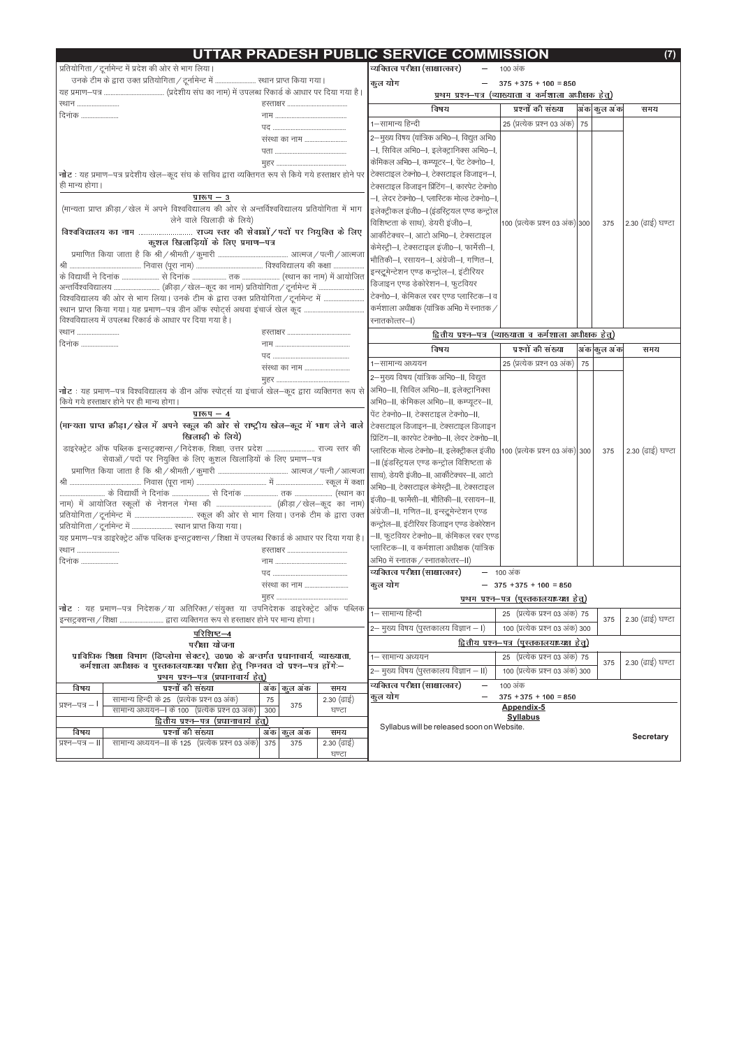प्रतियोगिता / टूर्नामेन्ट में प्रदेश की ओर से भाग लिया।

उनके टीम के द्वारा उक्त प्रतियोगिता / टूर्नामेन्ट में ........................ स्थान प्राप्त किया गया।

यह प्रमाण–पत्र .................................... (प्रदेशीय संघ का नाम) में उपलब्ध रिकार्ड के आधार पर दिया गया है।

स्थान .......................... हस्ताक्षर ....................................

दिनांक ........................ नाम ....................................

पद ....................................

संस्था का नाम ..........................

पता ....................................

मुहर ....................................

**नोट** : यह प्रमाण–पत्र प्रदेशीय खेल–कूद संघ के सचिव द्वारा व्यक्तिगत रूप से किये गये हस्ताक्षर होने पर ही मान्य होगा।

### प्रारूप – 3

(मान्यता प्राप्त क्रीड़ा / खेल में अपने विश्वविद्यालय की ओर से अन्तर्विश्वविद्यालय प्रतियोगिता में भाग लेने वाले खिलाड़ी के लिये)

**विश्वविद्यालय का नाम .......................... राज्य स्तर की सेवाओं / पदों पर नियुक्ति के लिए कुशल खिलाड़ियों के लिए प्रमाण–पत्र**

प्रमाणित किया जाता है कि श्री / श्रीमती / कुमारी ........................................ आत्मज / पत्नी / आत्मजा श्री ........................................ निवास (पूरा नाम) ........................................ विश्वविद्यालय की कक्षा ................ के विद्यार्थी ने दिनांक ................ से दिनांक ................ तक ................ (स्थान का नाम) में आयोजित अन्तर्विश्वविद्यालय ........................ (क्रीड़ा / खेल–कूद का नाम) प्रतियोगिता / टूर्नामेन्ट में ........................ विश्वविद्यालय की ओर से भाग लिया। उनके टीम के द्वारा उक्त प्रतियोगिता / टूर्नामेन्ट में ........................ स्थान प्राप्त किया गया। यह प्रमाण–पत्र डीन ऑफ स्पोर्ट्स अथवा इंचार्ज खेल कूद ........................ विश्वविद्यालय में उपलब्ध रिकार्ड के आधार पर दिया गया है।

स्थान .......................... हस्ताक्षर ....................................

दिनांक ........................ नाम ....................................

पद ....................................

संस्था का नाम ..........................

मुहर ....................................

**नोट** : यह प्रमाण–पत्र विश्वविद्यालय के डीन ऑफ स्पोर्ट्स या इंचार्ज खेल–कूद द्वारा व्यक्तिगत रूप से किये गये हस्ताक्षर होने पर ही मान्य होगा।

### प्रारूप – 4

**(मान्यता प्राप्त क्रीड़ा / खेल में अपने स्कूल की ओर से राष्ट्रीय खेल–कूद में भाग लेने वाले खिलाड़ी के लिये)**

डाइरेक्ट्रेट ऑफ पब्लिक इन्सट्रक्शन्स / निदेशक, शिक्षा, उत्तर प्रदेश ........................ राज्य स्तर की सेवाओं / पदों पर नियुक्ति के लिए कुशल खिलाड़ियों के लिए प्रमाण–पत्र

प्रमाणित किया जाता है कि श्री / श्रीमती / कुमारी ........................................ आत्मज / पत्नी / आत्मजा श्री ........................................ निवास (पूरा नाम) ........................................ में ........................ स्कूल में कक्षा ........................ के विद्यार्थी ने दिनांक ................ से दिनांक ................ तक ................ (स्थान का नाम) में आयोजित स्कूलों के नेशनल गेम्स की ........................ (क्रीड़ा / खेल–कूद का नाम) प्रतियोगिता / टूर्नामेन्ट में ........................ स्कूल की ओर से भाग लिया। उनके टीम के द्वारा उक्त प्रतियोगिता / टूर्नामेन्ट में ........................ स्थान प्राप्त किया गया।

यह प्रमाण–पत्र डाइरेक्ट्रेट ऑफ पब्लिक इन्सट्रक्शन्स / शिक्षा में उपलब्ध रिकार्ड के आधार पर दिया गया है।

स्थान .......................... हस्ताक्षर ....................................

दिनांक ........................ नाम ....................................

पद ....................................

संस्था का नाम ..........................

मुहर ....................................

**नोट** : यह प्रमाण–पत्र निदेशक / या अतिरिक्त / संयुक्त या उपनिदेशक डाइरेक्ट्रेट ऑफ पब्लिक इन्सट्रक्शन्स / शिक्षा .......................... द्वारा व्यक्तिगत रूप से हस्ताक्षर होने पर मान्य होगा।

## परिशिष्ट–4

### परीक्षा योजना

**प्राविधिक शिक्षा विभाग (डिप्लोमा सेक्टर), उ0प्र0 के अन्तर्गत प्रधानाचार्य, व्याख्याता, कर्मशाला अधीक्षक व पुस्तकालयाध्यक्ष परीक्षा हेतु निम्नवत दो प्रश्न–पत्र होंगे:–**

**प्रथम प्रश्न–पत्र (प्रधानाचार्य हेतु)**

| विषय | प्रश्नों की संख्या | अंक | कुल अंक | समय |
|---|---|---|---|---|
| प्रश्न–पत्र – I | सामान्य हिन्दी के 25 (प्रत्येक प्रश्न 03 अंक) | 75 | 375 | 2.30 (ढाई) घण्टा |
| | सामान्य अध्ययन–I के 100 (प्रत्येक प्रश्न 03 अंक) | 300 | | |

**द्वितीय प्रश्न–पत्र (प्रधानाचार्य हेतु)**

| विषय | प्रश्नों की संख्या | अंक | कुल अंक | समय |
|---|---|---|---|---|
| प्रश्न–पत्र – II | सामान्य अध्ययन–II के 125 (प्रत्येक प्रश्न 03 अंक) | 375 | 375 | 2.30 (ढाई) घण्टा |

व्यक्तित्व परीक्षा (साक्षात्कार) – 100 अंक

कुल योग – 375 + 375 + 100 = 850

**प्रथम प्रश्न–पत्र (व्याख्याता व कर्मशाला अधीक्षक हेतु)**

| विषय | प्रश्नों की संख्या | अंक | कुल अंक | समय |
|---|---|---|---|---|
| 1– सामान्य हिन्दी | 25 (प्रत्येक प्रश्न 03 अंक) | 75 | 375 | 2.30 (ढाई) घण्टा |
| 2– मुख्य विषय (यांत्रिक अभि0–I, विद्युत अभि0–I, सिविल अभि0–I, इलेक्ट्रानिक्स अभि0–I, केमिकल अभि0–I, कम्प्यूटर–I, पेंट टेक्नो0–I, टेक्सटाइल टेक्नो0–I, टेक्सटाइल डिजाइन–I, टेक्सटाइल डिजाइन प्रिंटिंग–I, कारपेट टेक्नो0–I, लेदर टेक्नो0–I, प्लास्टिक मोल्ड टेक्नो0–I, इलेक्ट्रीकल इंजी0–I (इंडस्ट्रियल एण्ड कन्ट्रोल विशिष्टता के साथ), डेयरी इंजी0–I, आर्कीटेक्चर–I, आटो अभि0–I, टेक्सटाइल केमेस्ट्री–I, टेक्सटाइल इंजी0–I, फार्मेसी–I, भौतिकी–I, रसायन–I, अंग्रेजी–I, गणित–I, इन्स्ट्रूमेन्टेशन एण्ड कन्ट्रोल–I, इंटीरियर डिजाइन एण्ड डेकोरेशन–I, फुटवियर टेक्नो0–I, केमिकल रबर एण्ड प्लास्टिक–I व कर्मशाला अधीक्षक (यांत्रिक अभि0 में स्नातक / स्नातकोत्तर–I) | 100 (प्रत्येक प्रश्न 03 अंक) | 300 | | |

**द्वितीय प्रश्न–पत्र (व्याख्याता व कर्मशाला अधीक्षक हेतु)**

| विषय | प्रश्नों की संख्या | अंक | कुल अंक | समय |
|---|---|---|---|---|
| 1– सामान्य अध्ययन | 25 (प्रत्येक प्रश्न 03 अंक) | 75 | 375 | 2.30 (ढाई) घण्टा |
| 2– मुख्य विषय (यांत्रिक अभि0–II, विद्युत अभि0–II, सिविल अभि0–II, इलेक्ट्रानिक्स अभि0–II, केमिकल अभि0–II, कम्प्यूटर–II, पेंट टेक्नो0–II, टेक्सटाइल टेक्नो0–II, टेक्सटाइल डिजाइन–II, टेक्सटाइल डिजाइन प्रिंटिंग–II, कारपेट टेक्नो0–II, लेदर टेक्नो0–II, प्लास्टिक मोल्ड टेक्नो0–II, इलेक्ट्रीकल इंजी0–II (इंडस्ट्रियल एण्ड कन्ट्रोल विशिष्टता के साथ), डेयरी इंजी0–II, आर्कीटेक्चर–II, आटो अभि0–II, टेक्सटाइल केमेस्ट्री–II, टेक्सटाइल इंजी0–II, फार्मेसी–II, भौतिकी–II, रसायन–II, अंग्रेजी–II, गणित–II, इन्स्ट्रूमेन्टेशन एण्ड कन्ट्रोल–II, इंटीरियर डिजाइन एण्ड डेकोरेशन–II, फुटवियर टेक्नो0–II, केमिकल रबर एण्ड प्लास्टिक–II, व कर्मशाला अधीक्षक (यांत्रिक अभि0 में स्नातक / स्नातकोत्तर–II) | 100 (प्रत्येक प्रश्न 03 अंक) | 300 | | |

व्यक्तित्व परीक्षा (साक्षात्कार) – 100 अंक

कुल योग – 375 + 375 + 100 = 850

**प्रथम प्रश्न–पत्र (पुस्तकालयाध्यक्ष हेतु)**

| विषय | प्रश्नों की संख्या | अंक | कुल अंक | समय |
|---|---|---|---|---|
| 1– सामान्य हिन्दी | 25 (प्रत्येक प्रश्न 03 अंक) | 75 | 375 | 2.30 (ढाई) घण्टा |
| 2– मुख्य विषय (पुस्तकालय विज्ञान – I) | 100 (प्रत्येक प्रश्न 03 अंक) | 300 | | |

**द्वितीय प्रश्न–पत्र (पुस्तकालयाध्यक्ष हेतु)**

| विषय | प्रश्नों की संख्या | अंक | कुल अंक | समय |
|---|---|---|---|---|
| 1– सामान्य अध्ययन | 25 (प्रत्येक प्रश्न 03 अंक) | 75 | 375 | 2.30 (ढाई) घण्टा |
| 2– मुख्य विषय (पुस्तकालय विज्ञान – II) | 100 (प्रत्येक प्रश्न 03 अंक) | 300 | | |

व्यक्तित्व परीक्षा (साक्षात्कार) – 100 अंक

कुल योग – 375 + 375 + 100 = 850

## Appendix-5

### Syllabus

Syllabus will be released soon on Website.

**Secretary**